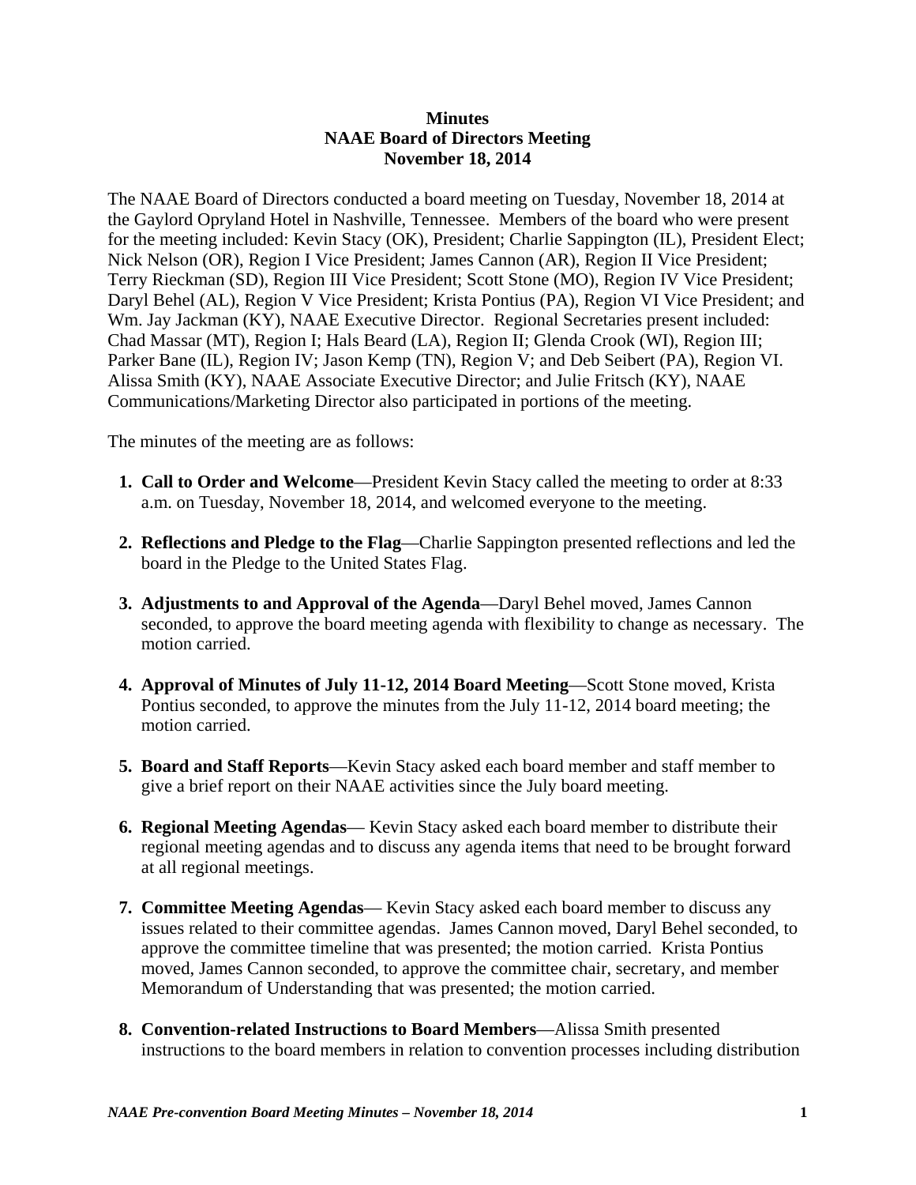**Minutes**
**NAAE Board of Directors Meeting**
**November 18, 2014**

The NAAE Board of Directors conducted a board meeting on Tuesday, November 18, 2014 at the Gaylord Opryland Hotel in Nashville, Tennessee. Members of the board who were present for the meeting included: Kevin Stacy (OK), President; Charlie Sappington (IL), President Elect; Nick Nelson (OR), Region I Vice President; James Cannon (AR), Region II Vice President; Terry Rieckman (SD), Region III Vice President; Scott Stone (MO), Region IV Vice President; Daryl Behel (AL), Region V Vice President; Krista Pontius (PA), Region VI Vice President; and Wm. Jay Jackman (KY), NAAE Executive Director. Regional Secretaries present included: Chad Massar (MT), Region I; Hals Beard (LA), Region II; Glenda Crook (WI), Region III; Parker Bane (IL), Region IV; Jason Kemp (TN), Region V; and Deb Seibert (PA), Region VI. Alissa Smith (KY), NAAE Associate Executive Director; and Julie Fritsch (KY), NAAE Communications/Marketing Director also participated in portions of the meeting.

The minutes of the meeting are as follows:

1. **Call to Order and Welcome**—President Kevin Stacy called the meeting to order at 8:33 a.m. on Tuesday, November 18, 2014, and welcomed everyone to the meeting.

2. **Reflections and Pledge to the Flag**—Charlie Sappington presented reflections and led the board in the Pledge to the United States Flag.

3. **Adjustments to and Approval of the Agenda**—Daryl Behel moved, James Cannon seconded, to approve the board meeting agenda with flexibility to change as necessary. The motion carried.

4. **Approval of Minutes of July 11-12, 2014 Board Meeting**—Scott Stone moved, Krista Pontius seconded, to approve the minutes from the July 11-12, 2014 board meeting; the motion carried.

5. **Board and Staff Reports**—Kevin Stacy asked each board member and staff member to give a brief report on their NAAE activities since the July board meeting.

6. **Regional Meeting Agendas**— Kevin Stacy asked each board member to distribute their regional meeting agendas and to discuss any agenda items that need to be brought forward at all regional meetings.

7. **Committee Meeting Agendas**— Kevin Stacy asked each board member to discuss any issues related to their committee agendas. James Cannon moved, Daryl Behel seconded, to approve the committee timeline that was presented; the motion carried. Krista Pontius moved, James Cannon seconded, to approve the committee chair, secretary, and member Memorandum of Understanding that was presented; the motion carried.

8. **Convention-related Instructions to Board Members**—Alissa Smith presented instructions to the board members in relation to convention processes including distribution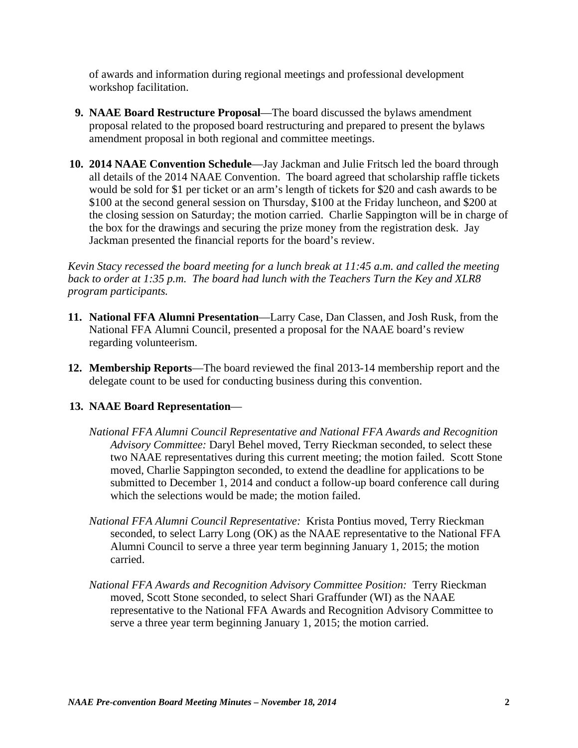of awards and information during regional meetings and professional development workshop facilitation.

9. **NAAE Board Restructure Proposal**—The board discussed the bylaws amendment proposal related to the proposed board restructuring and prepared to present the bylaws amendment proposal in both regional and committee meetings.

10. **2014 NAAE Convention Schedule**—Jay Jackman and Julie Fritsch led the board through all details of the 2014 NAAE Convention. The board agreed that scholarship raffle tickets would be sold for $1 per ticket or an arm's length of tickets for $20 and cash awards to be $100 at the second general session on Thursday, $100 at the Friday luncheon, and $200 at the closing session on Saturday; the motion carried. Charlie Sappington will be in charge of the box for the drawings and securing the prize money from the registration desk. Jay Jackman presented the financial reports for the board's review.

*Kevin Stacy recessed the board meeting for a lunch break at 11:45 a.m. and called the meeting back to order at 1:35 p.m. The board had lunch with the Teachers Turn the Key and XLR8 program participants.*

11. **National FFA Alumni Presentation**—Larry Case, Dan Classen, and Josh Rusk, from the National FFA Alumni Council, presented a proposal for the NAAE board's review regarding volunteerism.

12. **Membership Reports**—The board reviewed the final 2013-14 membership report and the delegate count to be used for conducting business during this convention.

13. **NAAE Board Representation**—

    *National FFA Alumni Council Representative and National FFA Awards and Recognition Advisory Committee:* Daryl Behel moved, Terry Rieckman seconded, to select these two NAAE representatives during this current meeting; the motion failed. Scott Stone moved, Charlie Sappington seconded, to extend the deadline for applications to be submitted to December 1, 2014 and conduct a follow-up board conference call during which the selections would be made; the motion failed.

    *National FFA Alumni Council Representative:* Krista Pontius moved, Terry Rieckman seconded, to select Larry Long (OK) as the NAAE representative to the National FFA Alumni Council to serve a three year term beginning January 1, 2015; the motion carried.

    *National FFA Awards and Recognition Advisory Committee Position:* Terry Rieckman moved, Scott Stone seconded, to select Shari Graffunder (WI) as the NAAE representative to the National FFA Awards and Recognition Advisory Committee to serve a three year term beginning January 1, 2015; the motion carried.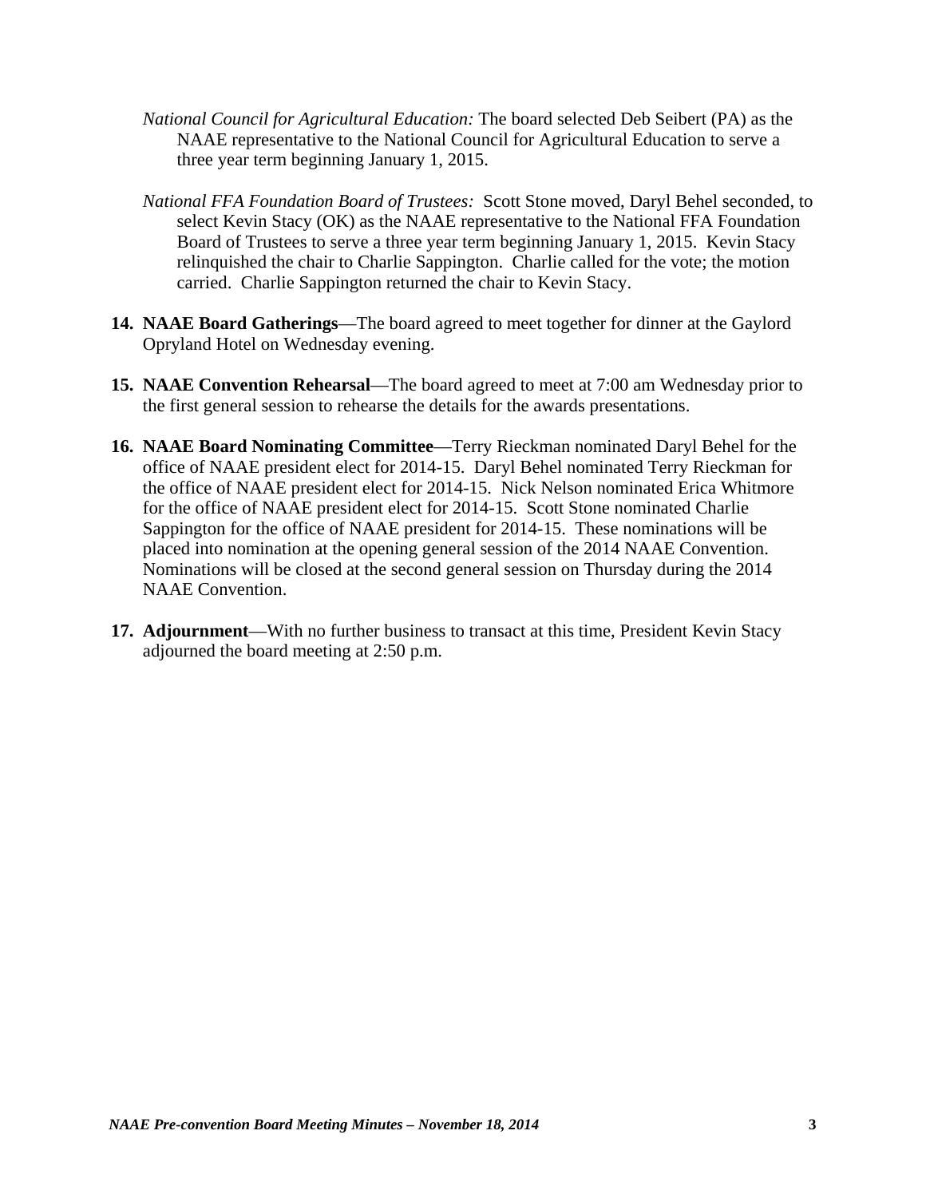*National Council for Agricultural Education:* The board selected Deb Seibert (PA) as the NAAE representative to the National Council for Agricultural Education to serve a three year term beginning January 1, 2015.

*National FFA Foundation Board of Trustees:* Scott Stone moved, Daryl Behel seconded, to select Kevin Stacy (OK) as the NAAE representative to the National FFA Foundation Board of Trustees to serve a three year term beginning January 1, 2015. Kevin Stacy relinquished the chair to Charlie Sappington. Charlie called for the vote; the motion carried. Charlie Sappington returned the chair to Kevin Stacy.

14. **NAAE Board Gatherings**—The board agreed to meet together for dinner at the Gaylord Opryland Hotel on Wednesday evening.

15. **NAAE Convention Rehearsal**—The board agreed to meet at 7:00 am Wednesday prior to the first general session to rehearse the details for the awards presentations.

16. **NAAE Board Nominating Committee**—Terry Rieckman nominated Daryl Behel for the office of NAAE president elect for 2014-15. Daryl Behel nominated Terry Rieckman for the office of NAAE president elect for 2014-15. Nick Nelson nominated Erica Whitmore for the office of NAAE president elect for 2014-15. Scott Stone nominated Charlie Sappington for the office of NAAE president for 2014-15. These nominations will be placed into nomination at the opening general session of the 2014 NAAE Convention. Nominations will be closed at the second general session on Thursday during the 2014 NAAE Convention.

17. **Adjournment**—With no further business to transact at this time, President Kevin Stacy adjourned the board meeting at 2:50 p.m.